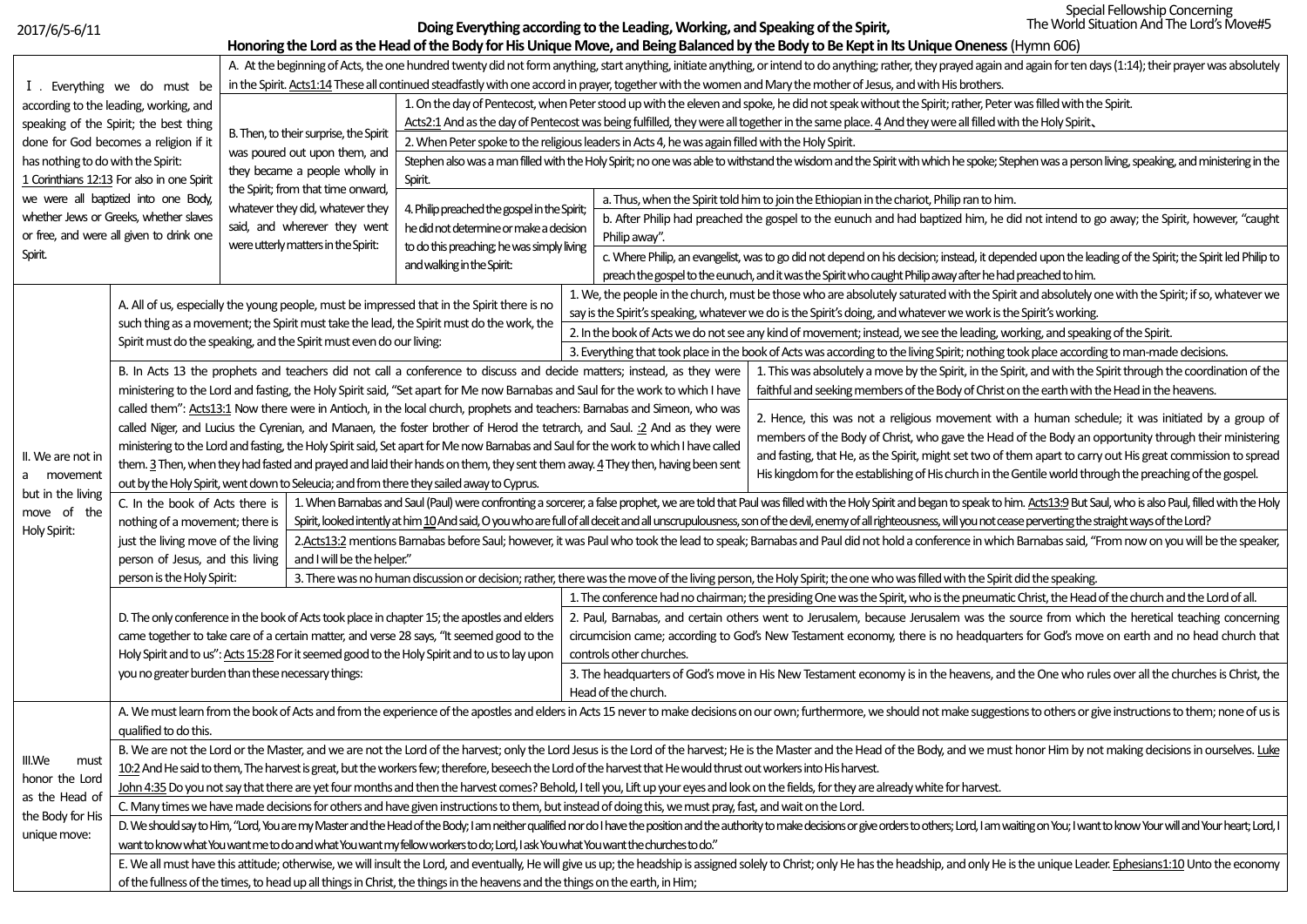2017/6/5-6/11

Special Fellowship Concerning
The World Situation And The Lord's Move#5

# Doing Everything according to the Leading, Working, and Speaking of the Spirit, Honoring the Lord as the Head of the Body for His Unique Move, and Being Balanced by the Body to Be Kept in Its Unique Oneness (Hymn 606)

Ⅰ. Everything we do must be according to the leading, working, and speaking of the Spirit; the best thing done for God becomes a religion if it has nothing to do with the Spirit: 1 Corinthians 12:13 For also in one Spirit we were all baptized into one Body, whether Jews or Greeks, whether slaves or free, and were all given to drink one Spirit.

A. At the beginning of Acts, the one hundred twenty did not form anything, start anything, initiate anything, or intend to do anything; rather, they prayed again and again for ten days (1:14); their prayer was absolutely in the Spirit. Acts1:14 These all continued steadfastly with one accord in prayer, together with the women and Mary the mother of Jesus, and with His brothers.

B. Then, to their surprise, the Spirit was poured out upon them, and they became a people wholly in the Spirit; from that time onward, whatever they did, whatever they said, and wherever they went were utterly matters in the Spirit:

1. On the day of Pentecost, when Peter stood up with the eleven and spoke, he did not speak without the Spirit; rather, Peter was filled with the Spirit. Acts2:1 And as the day of Pentecost was being fulfilled, they were all together in the same place. 4 And they were all filled with the Holy Spirit、
2. When Peter spoke to the religious leaders in Acts 4, he was again filled with the Holy Spirit.
3. Stephen also was a man filled with the Holy Spirit; no one was able to withstand the wisdom and the Spirit with which he spoke; Stephen was a person living, speaking, and ministering in the Spirit.
4. Philip preached the gospel in the Spirit; he did not determine or make a decision to do this preaching; he was simply living and walking in the Spirit:
   - a. Thus, when the Spirit told him to join the Ethiopian in the chariot, Philip ran to him.
   - b. After Philip had preached the gospel to the eunuch and had baptized him, he did not intend to go away; the Spirit, however, "caught Philip away".
   - c. Where Philip, an evangelist, was to go did not depend on his decision; instead, it depended upon the leading of the Spirit; the Spirit led Philip to preach the gospel to the eunuch, and it was the Spirit who caught Philip away after he had preached to him.

II. We are not in a movement but in the living move of the Holy Spirit:

A. All of us, especially the young people, must be impressed that in the Spirit there is no such thing as a movement; the Spirit must take the lead, the Spirit must do the work, the Spirit must do the speaking, and the Spirit must even do our living:

1. We, the people in the church, must be those who are absolutely saturated with the Spirit and absolutely one with the Spirit; if so, whatever we say is the Spirit's speaking, whatever we do is the Spirit's doing, and whatever we work is the Spirit's working.
2. In the book of Acts we do not see any kind of movement; instead, we see the leading, working, and speaking of the Spirit.
3. Everything that took place in the book of Acts was according to the living Spirit; nothing took place according to man-made decisions.

B. In Acts 13 the prophets and teachers did not call a conference to discuss and decide matters; instead, as they were ministering to the Lord and fasting, the Holy Spirit said, "Set apart for Me now Barnabas and Saul for the work to which I have called them": Acts13:1 Now there were in Antioch, in the local church, prophets and teachers: Barnabas and Simeon, who was called Niger, and Lucius the Cyrenian, and Manaen, the foster brother of Herod the tetrarch, and Saul. :2 And as they were ministering to the Lord and fasting, the Holy Spirit said, Set apart for Me now Barnabas and Saul for the work to which I have called them. 3 Then, when they had fasted and prayed and laid their hands on them, they sent them away. 4 They then, having been sent out by the Holy Spirit, went down to Seleucia; and from there they sailed away to Cyprus.

1. This was absolutely a move by the Spirit, in the Spirit, and with the Spirit through the coordination of the faithful and seeking members of the Body of Christ on the earth with the Head in the heavens.
2. Hence, this was not a religious movement with a human schedule; it was initiated by a group of members of the Body of Christ, who gave the Head of the Body an opportunity through their ministering and fasting, that He, as the Spirit, might set two of them apart to carry out His great commission to spread His kingdom for the establishing of His church in the Gentile world through the preaching of the gospel.

C. In the book of Acts there is nothing of a movement; there is just the living move of the living person of Jesus, and this living person is the Holy Spirit:

1. When Barnabas and Saul (Paul) were confronting a sorcerer, a false prophet, we are told that Paul was filled with the Holy Spirit and began to speak to him. Acts13:9 But Saul, who is also Paul, filled with the Holy Spirit, looked intently at him 10 And said, O you who are full of all deceit and all unscrupulousness, son of the devil, enemy of all righteousness, will you not cease perverting the straight ways of the Lord?
2. Acts13:2 mentions Barnabas before Saul; however, it was Paul who took the lead to speak; Barnabas and Paul did not hold a conference in which Barnabas said, "From now on you will be the speaker, and I will be the helper."
3. There was no human discussion or decision; rather, there was the move of the living person, the Holy Spirit; the one who was filled with the Spirit did the speaking.

D. The only conference in the book of Acts took place in chapter 15; the apostles and elders came together to take care of a certain matter, and verse 28 says, "It seemed good to the Holy Spirit and to us": Acts 15:28 For it seemed good to the Holy Spirit and to us to lay upon you no greater burden than these necessary things:

1. The conference had no chairman; the presiding One was the Spirit, who is the pneumatic Christ, the Head of the church and the Lord of all.
2. Paul, Barnabas, and certain others went to Jerusalem, because Jerusalem was the source from which the heretical teaching concerning circumcision came; according to God's New Testament economy, there is no headquarters for God's move on earth and no head church that controls other churches.
3. The headquarters of God's move in His New Testament economy is in the heavens, and the One who rules over all the churches is Christ, the Head of the church.

III. We must honor the Lord as the Head of the Body for His unique move:

A. We must learn from the book of Acts and from the experience of the apostles and elders in Acts 15 never to make decisions on our own; furthermore, we should not make suggestions to others or give instructions to them; none of us is qualified to do this.

B. We are not the Lord or the Master, and we are not the Lord of the harvest; only the Lord Jesus is the Lord of the harvest; He is the Master and the Head of the Body, and we must honor Him by not making decisions in ourselves. Luke 10:2 And He said to them, The harvest is great, but the workers few; therefore, beseech the Lord of the harvest that He would thrust out workers into His harvest.
John 4:35 Do you not say that there are yet four months and then the harvest comes? Behold, I tell you, Lift up your eyes and look on the fields, for they are already white for harvest.

C. Many times we have made decisions for others and have given instructions to them, but instead of doing this, we must pray, fast, and wait on the Lord.

D. We should say to Him, "Lord, You are my Master and the Head of the Body; I am neither qualified nor do I have the position and the authority to make decisions or give orders to others; Lord, I am waiting on You; I want to know Your will and Your heart; Lord, I want to know what You want me to do and what You want my fellow workers to do; Lord, I ask You what You want the churches to do."

E. We all must have this attitude; otherwise, we will insult the Lord, and eventually, He will give us up; the headship is assigned solely to Christ; only He has the headship, and only He is the unique Leader. Ephesians1:10 Unto the economy of the fullness of the times, to head up all things in Christ, the things in the heavens and the things on the earth, in Him;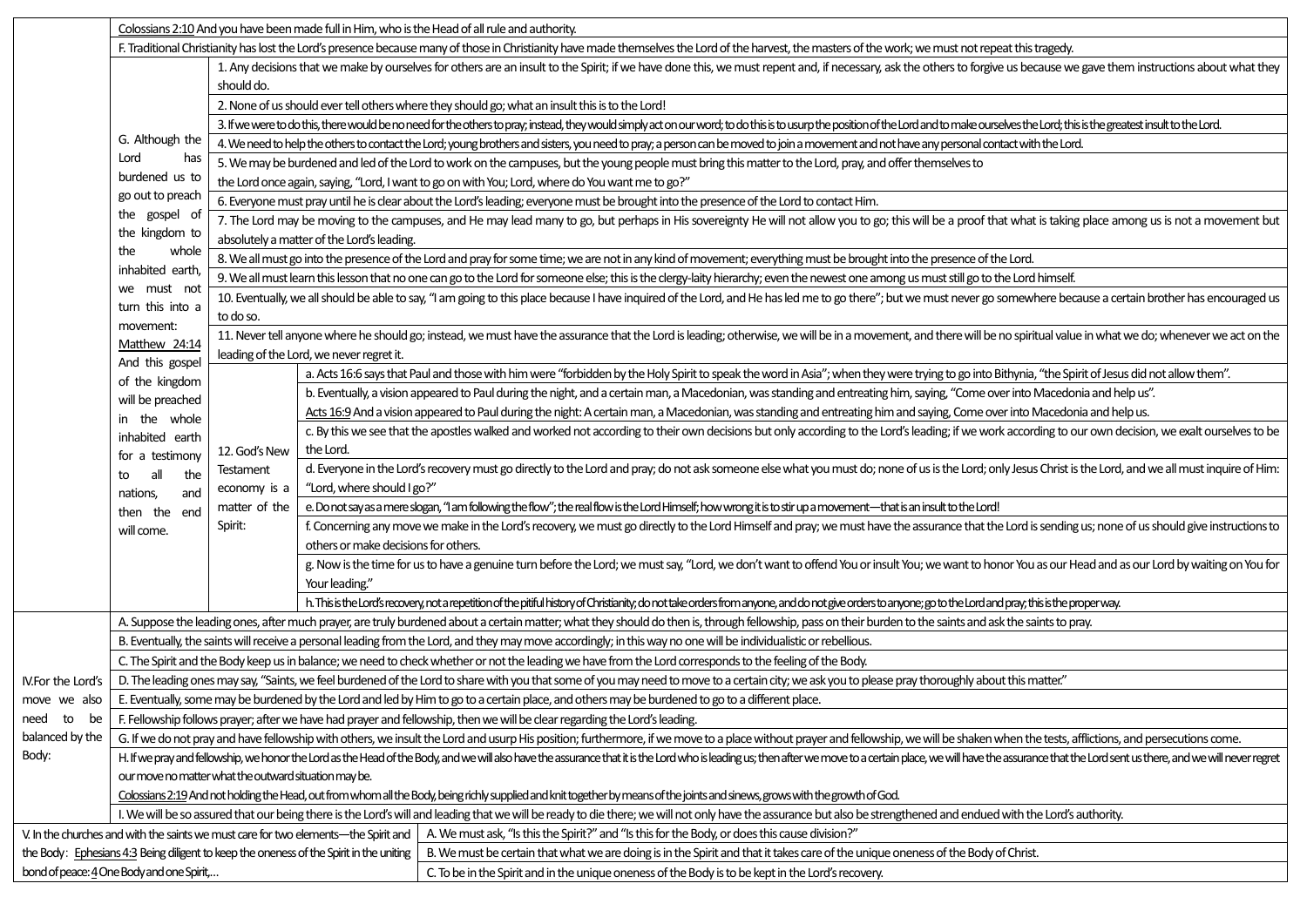Colossians 2:10 And you have been made full in Him, who is the Head of all rule and authority.

F. Traditional Christianity has lost the Lord's presence because many of those in Christianity have made themselves the Lord of the harvest, the masters of the work; we must not repeat this tragedy.

G. Although the Lord has burdened us to go out to preach the gospel of the kingdom to the whole inhabited earth, we must not turn this into a movement: Matthew 24:14 And this gospel of the kingdom will be preached in the whole inhabited earth for a testimony to all the nations, and then the end will come.

1. Any decisions that we make by ourselves for others are an insult to the Spirit; if we have done this, we must repent and, if necessary, ask the others to forgive us because we gave them instructions about what they should do.
2. None of us should ever tell others where they should go; what an insult this is to the Lord!
3. If we were to do this, there would be no need for the others to pray; instead, they would simply act on our word; to do this is to usurp the position of the Lord and to make ourselves the Lord; this is the greatest insult to the Lord.
4. We need to help the others to contact the Lord; young brothers and sisters, you need to pray; a person can be moved to join a movement and not have any personal contact with the Lord.
5. We may be burdened and led of the Lord to work on the campuses, but the young people must bring this matter to the Lord, pray, and offer themselves to the Lord once again, saying, "Lord, I want to go on with You; Lord, where do You want me to go?"
6. Everyone must pray until he is clear about the Lord's leading; everyone must be brought into the presence of the Lord to contact Him.
7. The Lord may be moving to the campuses, and He may lead many to go, but perhaps in His sovereignty He will not allow you to go; this will be a proof that what is taking place among us is not a movement but absolutely a matter of the Lord's leading.
8. We all must go into the presence of the Lord and pray for some time; we are not in any kind of movement; everything must be brought into the presence of the Lord.
9. We all must learn this lesson that no one can go to the Lord for someone else; this is the clergy-laity hierarchy; even the newest one among us must still go to the Lord himself.
10. Eventually, we all should be able to say, "I am going to this place because I have inquired of the Lord, and He has led me to go there"; but we must never go somewhere because a certain brother has encouraged us to do so.
11. Never tell anyone where he should go; instead, we must have the assurance that the Lord is leading; otherwise, we will be in a movement, and there will be no spiritual value in what we do; whenever we act on the leading of the Lord, we never regret it.
12. God's New Testament economy is a matter of the Spirit:
    - a. Acts 16:6 says that Paul and those with him were "forbidden by the Holy Spirit to speak the word in Asia"; when they were trying to go into Bithynia, "the Spirit of Jesus did not allow them".
    - b. Eventually, a vision appeared to Paul during the night, and a certain man, a Macedonian, was standing and entreating him, saying, "Come over into Macedonia and help us".
      Acts 16:9 And a vision appeared to Paul during the night: A certain man, a Macedonian, was standing and entreating him and saying, Come over into Macedonia and help us.
    - c. By this we see that the apostles walked and worked not according to their own decisions but only according to the Lord's leading; if we work according to our own decision, we exalt ourselves to be the Lord.
    - d. Everyone in the Lord's recovery must go directly to the Lord and pray; do not ask someone else what you must do; none of us is the Lord; only Jesus Christ is the Lord, and we all must inquire of Him: "Lord, where should I go?"
    - e. Do not say as a mere slogan, "I am following the flow"; the real flow is the Lord Himself; how wrong it is to stir up a movement—that is an insult to the Lord!
    - f. Concerning any move we make in the Lord's recovery, we must go directly to the Lord Himself and pray; we must have the assurance that the Lord is sending us; none of us should give instructions to others or make decisions for others.
    - g. Now is the time for us to have a genuine turn before the Lord; we must say, "Lord, we don't want to offend You or insult You; we want to honor You as our Head and as our Lord by waiting on You for Your leading."
    - h. This is the Lord's recovery, not a repetition of the pitiful history of Christianity; do not take orders from anyone, and do not give orders to anyone; go to the Lord and pray; this is the proper way.

IV. For the Lord's move we also need to be balanced by the Body:

A. Suppose the leading ones, after much prayer, are truly burdened about a certain matter; what they should do then is, through fellowship, pass on their burden to the saints and ask the saints to pray.

B. Eventually, the saints will receive a personal leading from the Lord, and they may move accordingly; in this way no one will be individualistic or rebellious.

C. The Spirit and the Body keep us in balance; we need to check whether or not the leading we have from the Lord corresponds to the feeling of the Body.

D. The leading ones may say, "Saints, we feel burdened of the Lord to share with you that some of you may need to move to a certain city; we ask you to please pray thoroughly about this matter."

E. Eventually, some may be burdened by the Lord and led by Him to go to a certain place, and others may be burdened to go to a different place.

F. Fellowship follows prayer; after we have had prayer and fellowship, then we will be clear regarding the Lord's leading.

G. If we do not pray and have fellowship with others, we insult the Lord and usurp His position; furthermore, if we move to a place without prayer and fellowship, we will be shaken when the tests, afflictions, and persecutions come.

H. If we pray and fellowship, we honor the Lord as the Head of the Body, and we will also have the assurance that it is the Lord who is leading us; then after we move to a certain place, we will have the assurance that the Lord sent us there, and we will never regret our move no matter what the outward situation may be.

Colossians 2:19 And not holding the Head, out from whom all the Body, being richly supplied and knit together by means of the joints and sinews, grows with the growth of God.

I. We will be so assured that our being there is the Lord's will and leading that we will be ready to die there; we will not only have the assurance but also be strengthened and endued with the Lord's authority.

V. In the churches and with the saints we must care for two elements—the Spirit and the Body: Ephesians 4:3 Being diligent to keep the oneness of the Spirit in the uniting bond of peace: 4 One Body and one Spirit,...

A. We must ask, "Is this the Spirit?" and "Is this for the Body, or does this cause division?"

B. We must be certain that what we are doing is in the Spirit and that it takes care of the unique oneness of the Body of Christ.

C. To be in the Spirit and in the unique oneness of the Body is to be kept in the Lord's recovery.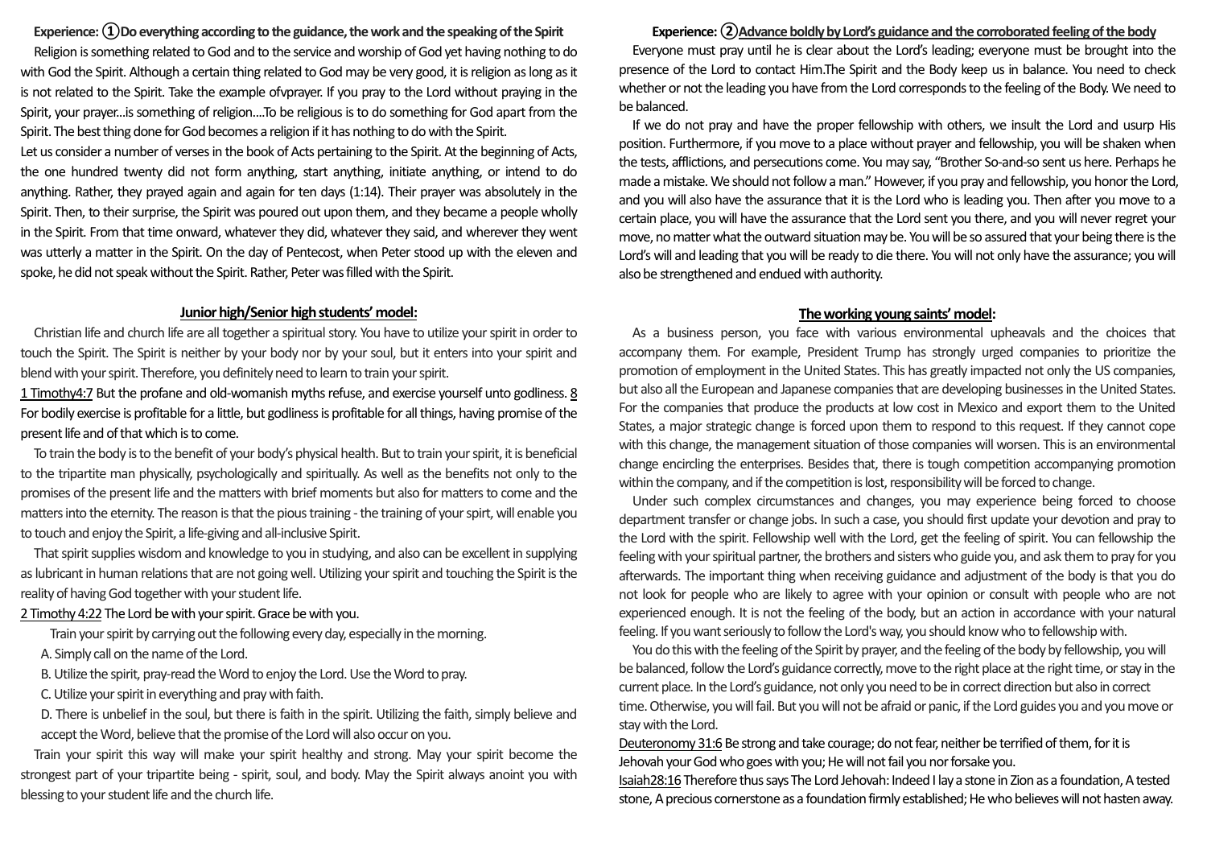**Experience: ①Do everything according to the guidance, the work and the speaking of the Spirit**

Religion is something related to God and to the service and worship of God yet having nothing to do with God the Spirit. Although a certain thing related to God may be very good, it is religion as long as it is not related to the Spirit. Take the example ofvprayer. If you pray to the Lord without praying in the Spirit, your prayer...is something of religion....To be religious is to do something for God apart from the Spirit. The best thing done for God becomes a religion if it has nothing to do with the Spirit.

Let us consider a number of verses in the book of Acts pertaining to the Spirit. At the beginning of Acts, the one hundred twenty did not form anything, start anything, initiate anything, or intend to do anything. Rather, they prayed again and again for ten days (1:14). Their prayer was absolutely in the Spirit. Then, to their surprise, the Spirit was poured out upon them, and they became a people wholly in the Spirit. From that time onward, whatever they did, whatever they said, and wherever they went was utterly a matter in the Spirit. On the day of Pentecost, when Peter stood up with the eleven and spoke, he did not speak without the Spirit. Rather, Peter was filled with the Spirit.

**Junior high/Senior high students' model:**

Christian life and church life are all together a spiritual story. You have to utilize your spirit in order to touch the Spirit. The Spirit is neither by your body nor by your soul, but it enters into your spirit and blend with your spirit. Therefore, you definitely need to learn to train your spirit.

1 Timothy4:7 But the profane and old-womanish myths refuse, and exercise yourself unto godliness. 8 For bodily exercise is profitable for a little, but godliness is profitable for all things, having promise of the present life and of that which is to come.

To train the body is to the benefit of your body's physical health. But to train your spirit, it is beneficial to the tripartite man physically, psychologically and spiritually. As well as the benefits not only to the promises of the present life and the matters with brief moments but also for matters to come and the matters into the eternity. The reason is that the pious training - the training of your spirt, will enable you to touch and enjoy the Spirit, a life-giving and all-inclusive Spirit.

That spirit supplies wisdom and knowledge to you in studying, and also can be excellent in supplying as lubricant in human relations that are not going well. Utilizing your spirit and touching the Spirit is the reality of having God together with your student life.

2 Timothy 4:22 The Lord be with your spirit. Grace be with you.

Train your spirit by carrying out the following every day, especially in the morning.

A. Simply call on the name of the Lord.

B. Utilize the spirit, pray-read the Word to enjoy the Lord. Use the Word to pray.

C. Utilize your spirit in everything and pray with faith.

D. There is unbelief in the soul, but there is faith in the spirit. Utilizing the faith, simply believe and accept the Word, believe that the promise of the Lord will also occur on you.

Train your spirit this way will make your spirit healthy and strong. May your spirit become the strongest part of your tripartite being - spirit, soul, and body. May the Spirit always anoint you with blessing to your student life and the church life.

**Experience: ②Advance boldly by Lord's guidance and the corroborated feeling of the body**

Everyone must pray until he is clear about the Lord's leading; everyone must be brought into the presence of the Lord to contact Him.The Spirit and the Body keep us in balance. You need to check whether or not the leading you have from the Lord corresponds to the feeling of the Body. We need to be balanced.

If we do not pray and have the proper fellowship with others, we insult the Lord and usurp His position. Furthermore, if you move to a place without prayer and fellowship, you will be shaken when the tests, afflictions, and persecutions come. You may say, "Brother So-and-so sent us here. Perhaps he made a mistake. We should not follow a man." However, if you pray and fellowship, you honor the Lord, and you will also have the assurance that it is the Lord who is leading you. Then after you move to a certain place, you will have the assurance that the Lord sent you there, and you will never regret your move, no matter what the outward situation may be. You will be so assured that your being there is the Lord's will and leading that you will be ready to die there. You will not only have the assurance; you will also be strengthened and endued with authority.

**The working young saints' model:**

As a business person, you face with various environmental upheavals and the choices that accompany them. For example, President Trump has strongly urged companies to prioritize the promotion of employment in the United States. This has greatly impacted not only the US companies, but also all the European and Japanese companies that are developing businesses in the United States. For the companies that produce the products at low cost in Mexico and export them to the United States, a major strategic change is forced upon them to respond to this request. If they cannot cope with this change, the management situation of those companies will worsen. This is an environmental change encircling the enterprises. Besides that, there is tough competition accompanying promotion within the company, and if the competition is lost, responsibility will be forced to change.

Under such complex circumstances and changes, you may experience being forced to choose department transfer or change jobs. In such a case, you should first update your devotion and pray to the Lord with the spirit. Fellowship well with the Lord, get the feeling of spirit. You can fellowship the feeling with your spiritual partner, the brothers and sisters who guide you, and ask them to pray for you afterwards. The important thing when receiving guidance and adjustment of the body is that you do not look for people who are likely to agree with your opinion or consult with people who are not experienced enough. It is not the feeling of the body, but an action in accordance with your natural feeling. If you want seriously to follow the Lord's way, you should know who to fellowship with.

You do this with the feeling of the Spirit by prayer, and the feeling of the body by fellowship, you will be balanced, follow the Lord's guidance correctly, move to the right place at the right time, or stay in the current place. In the Lord's guidance, not only you need to be in correct direction but also in correct time. Otherwise, you will fail. But you will not be afraid or panic, if the Lord guides you and you move or stay with the Lord.

Deuteronomy 31:6 Be strong and take courage; do not fear, neither be terrified of them, for it is Jehovah your God who goes with you; He will not fail you nor forsake you.

Isaiah28:16 Therefore thus says The Lord Jehovah: Indeed I lay a stone in Zion as a foundation, A tested stone, A precious cornerstone as a foundation firmly established; He who believes will not hasten away.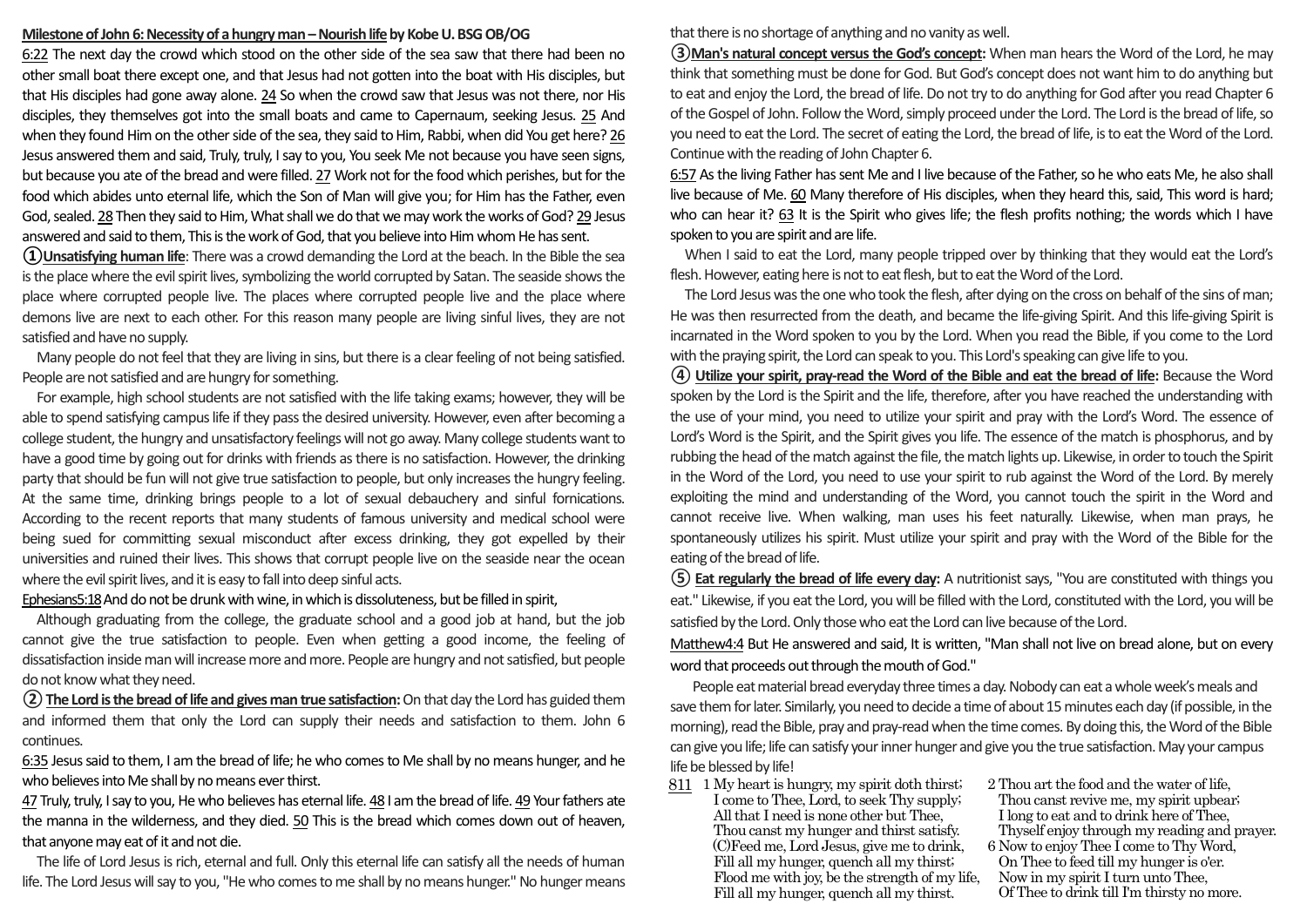**Milestone of John 6: Necessity of a hungry man – Nourish life by Kobe U. BSG OB/OG**

6:22 The next day the crowd which stood on the other side of the sea saw that there had been no other small boat there except one, and that Jesus had not gotten into the boat with His disciples, but that His disciples had gone away alone. 24 So when the crowd saw that Jesus was not there, nor His disciples, they themselves got into the small boats and came to Capernaum, seeking Jesus. 25 And when they found Him on the other side of the sea, they said to Him, Rabbi, when did You get here? 26 Jesus answered them and said, Truly, truly, I say to you, You seek Me not because you have seen signs, but because you ate of the bread and were filled. 27 Work not for the food which perishes, but for the food which abides unto eternal life, which the Son of Man will give you; for Him has the Father, even God, sealed. 28 Then they said to Him, What shall we do that we may work the works of God? 29 Jesus answered and said to them, This is the work of God, that you believe into Him whom He has sent.

①**Unsatisfying human life**: There was a crowd demanding the Lord at the beach. In the Bible the sea is the place where the evil spirit lives, symbolizing the world corrupted by Satan. The seaside shows the place where corrupted people live. The places where corrupted people live and the place where demons live are next to each other. For this reason many people are living sinful lives, they are not satisfied and have no supply.

Many people do not feel that they are living in sins, but there is a clear feeling of not being satisfied. People are not satisfied and are hungry for something.

For example, high school students are not satisfied with the life taking exams; however, they will be able to spend satisfying campus life if they pass the desired university. However, even after becoming a college student, the hungry and unsatisfactory feelings will not go away. Many college students want to have a good time by going out for drinks with friends as there is no satisfaction. However, the drinking party that should be fun will not give true satisfaction to people, but only increases the hungry feeling. At the same time, drinking brings people to a lot of sexual debauchery and sinful fornications. According to the recent reports that many students of famous university and medical school were being sued for committing sexual misconduct after excess drinking, they got expelled by their universities and ruined their lives. This shows that corrupt people live on the seaside near the ocean where the evil spirit lives, and it is easy to fall into deep sinful acts.

Ephesians5:18 And do not be drunk with wine, in which is dissoluteness, but be filled in spirit,

Although graduating from the college, the graduate school and a good job at hand, but the job cannot give the true satisfaction to people. Even when getting a good income, the feeling of dissatisfaction inside man will increase more and more. People are hungry and not satisfied, but people do not know what they need.

② **The Lord is the bread of life and gives man true satisfaction:** On that day the Lord has guided them and informed them that only the Lord can supply their needs and satisfaction to them. John 6 continues.

6:35 Jesus said to them, I am the bread of life; he who comes to Me shall by no means hunger, and he who believes into Me shall by no means ever thirst.

47 Truly, truly, I say to you, He who believes has eternal life. 48 I am the bread of life. 49 Your fathers ate the manna in the wilderness, and they died. 50 This is the bread which comes down out of heaven, that anyone may eat of it and not die.

The life of Lord Jesus is rich, eternal and full. Only this eternal life can satisfy all the needs of human life. The Lord Jesus will say to you, "He who comes to me shall by no means hunger." No hunger means that there is no shortage of anything and no vanity as well.

③**Man's natural concept versus the God's concept:** When man hears the Word of the Lord, he may think that something must be done for God. But God's concept does not want him to do anything but to eat and enjoy the Lord, the bread of life. Do not try to do anything for God after you read Chapter 6 of the Gospel of John. Follow the Word, simply proceed under the Lord. The Lord is the bread of life, so you need to eat the Lord. The secret of eating the Lord, the bread of life, is to eat the Word of the Lord. Continue with the reading of John Chapter 6.

6:57 As the living Father has sent Me and I live because of the Father, so he who eats Me, he also shall live because of Me. 60 Many therefore of His disciples, when they heard this, said, This word is hard; who can hear it? 63 It is the Spirit who gives life; the flesh profits nothing; the words which I have spoken to you are spirit and are life.

When I said to eat the Lord, many people tripped over by thinking that they would eat the Lord's flesh. However, eating here is not to eat flesh, but to eat the Word of the Lord.

The Lord Jesus was the one who took the flesh, after dying on the cross on behalf of the sins of man; He was then resurrected from the death, and became the life-giving Spirit. And this life-giving Spirit is incarnated in the Word spoken to you by the Lord. When you read the Bible, if you come to the Lord with the praying spirit, the Lord can speak to you. This Lord's speaking can give life to you.

④ **Utilize your spirit, pray-read the Word of the Bible and eat the bread of life:** Because the Word spoken by the Lord is the Spirit and the life, therefore, after you have reached the understanding with the use of your mind, you need to utilize your spirit and pray with the Lord's Word. The essence of Lord's Word is the Spirit, and the Spirit gives you life. The essence of the match is phosphorus, and by rubbing the head of the match against the file, the match lights up. Likewise, in order to touch the Spirit in the Word of the Lord, you need to use your spirit to rub against the Word of the Lord. By merely exploiting the mind and understanding of the Word, you cannot touch the spirit in the Word and cannot receive live. When walking, man uses his feet naturally. Likewise, when man prays, he spontaneously utilizes his spirit. Must utilize your spirit and pray with the Word of the Bible for the eating of the bread of life.

⑤ **Eat regularly the bread of life every day:** A nutritionist says, "You are constituted with things you eat." Likewise, if you eat the Lord, you will be filled with the Lord, constituted with the Lord, you will be satisfied by the Lord. Only those who eat the Lord can live because of the Lord.

Matthew4:4 But He answered and said, It is written, "Man shall not live on bread alone, but on every word that proceeds out through the mouth of God."

People eat material bread everyday three times a day. Nobody can eat a whole week's meals and save them for later. Similarly, you need to decide a time of about 15 minutes each day (if possible, in the morning), read the Bible, pray and pray-read when the time comes. By doing this, the Word of the Bible can give you life; life can satisfy your inner hunger and give you the true satisfaction. May your campus life be blessed by life!

811
1 My heart is hungry, my spirit doth thirst;
I come to Thee, Lord, to seek Thy supply;
All that I need is none other but Thee,
Thou canst my hunger and thirst satisfy.
(C)Feed me, Lord Jesus, give me to drink,
Fill all my hunger, quench all my thirst;
Flood me with joy, be the strength of my life,
Fill all my hunger, quench all my thirst.

2 Thou art the food and the water of life,
Thou canst revive me, my spirit upbear;
I long to eat and to drink here of Thee,
Thyself enjoy through my reading and prayer.

6 Now to enjoy Thee I come to Thy Word,
On Thee to feed till my hunger is o'er.
Now in my spirit I turn unto Thee,
Of Thee to drink till I'm thirsty no more.